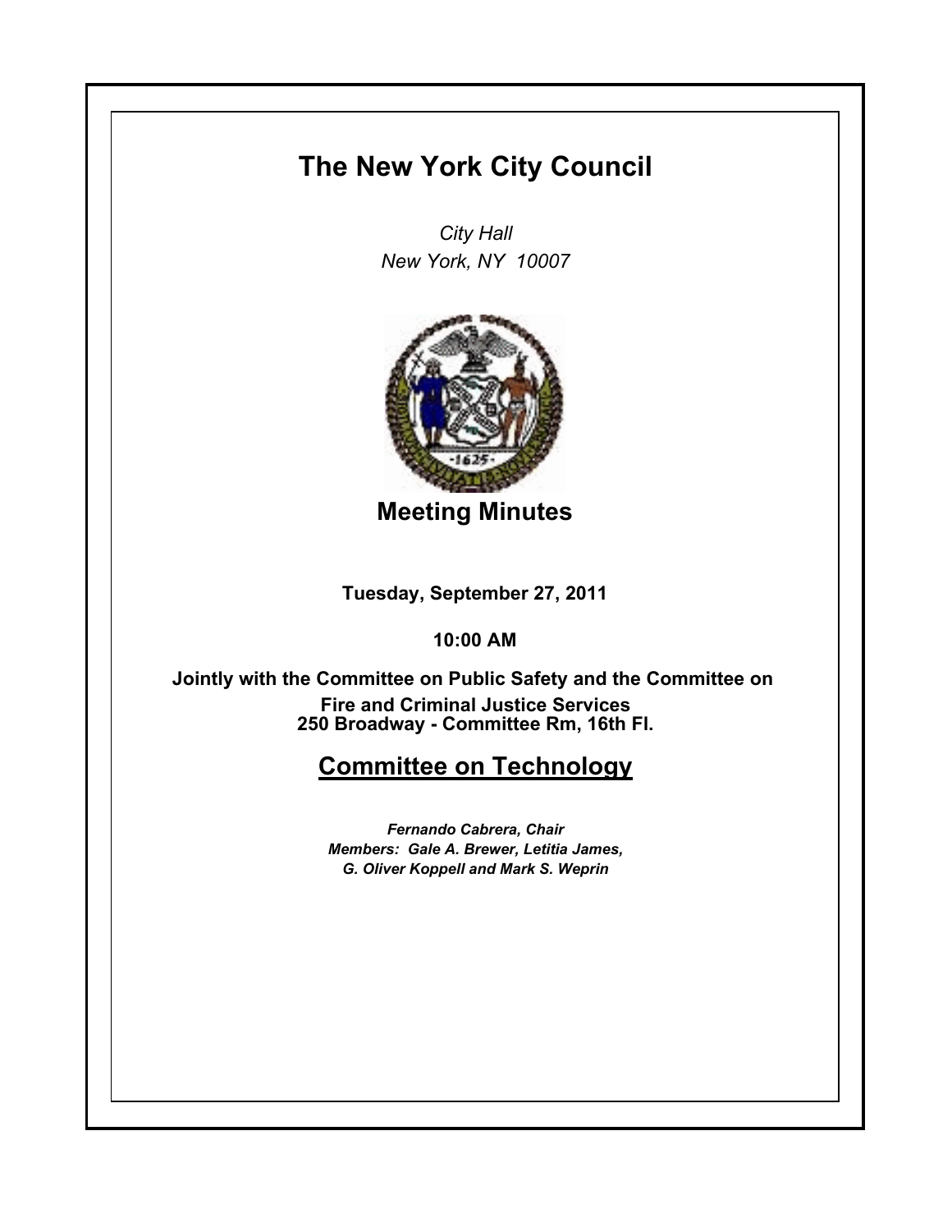# The New York City Council

*City Hall*
*New York, NY 10007*

## Meeting Minutes

**Tuesday, September 27, 2011**

**10:00 AM**

**Jointly with the Committee on Public Safety and the Committee on Fire and Criminal Justice Services**
**250 Broadway - Committee Rm, 16th Fl.**

## Committee on Technology

***Fernando Cabrera, Chair***
***Members: Gale A. Brewer, Letitia James, G. Oliver Koppell and Mark S. Weprin***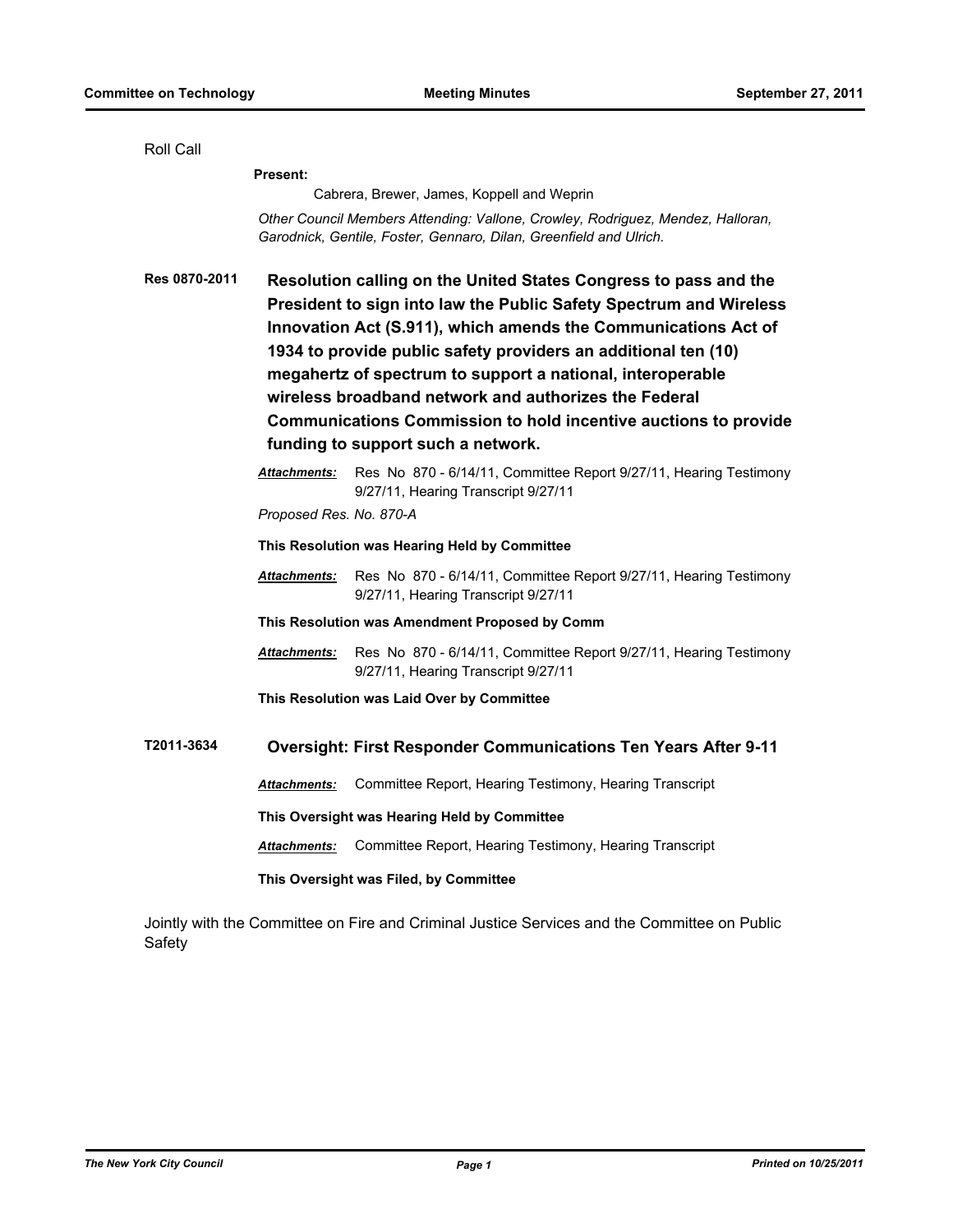Roll Call

**Present:**

Cabrera, Brewer, James, Koppell and Weprin

*Other Council Members Attending: Vallone, Crowley, Rodriguez, Mendez, Halloran, Garodnick, Gentile, Foster, Gennaro, Dilan, Greenfield and Ulrich.*

**Res 0870-2011** **Resolution calling on the United States Congress to pass and the President to sign into law the Public Safety Spectrum and Wireless Innovation Act (S.911), which amends the Communications Act of 1934 to provide public safety providers an additional ten (10) megahertz of spectrum to support a national, interoperable wireless broadband network and authorizes the Federal Communications Commission to hold incentive auctions to provide funding to support such a network.**

***Attachments:*** Res No 870 - 6/14/11, Committee Report 9/27/11, Hearing Testimony 9/27/11, Hearing Transcript 9/27/11

*Proposed Res. No. 870-A*

**This Resolution was Hearing Held by Committee**

***Attachments:*** Res No 870 - 6/14/11, Committee Report 9/27/11, Hearing Testimony 9/27/11, Hearing Transcript 9/27/11

**This Resolution was Amendment Proposed by Comm**

***Attachments:*** Res No 870 - 6/14/11, Committee Report 9/27/11, Hearing Testimony 9/27/11, Hearing Transcript 9/27/11

**This Resolution was Laid Over by Committee**

**T2011-3634** **Oversight: First Responder Communications Ten Years After 9-11**

***Attachments:*** Committee Report, Hearing Testimony, Hearing Transcript

**This Oversight was Hearing Held by Committee**

***Attachments:*** Committee Report, Hearing Testimony, Hearing Transcript

**This Oversight was Filed, by Committee**

Jointly with the Committee on Fire and Criminal Justice Services and the Committee on Public Safety